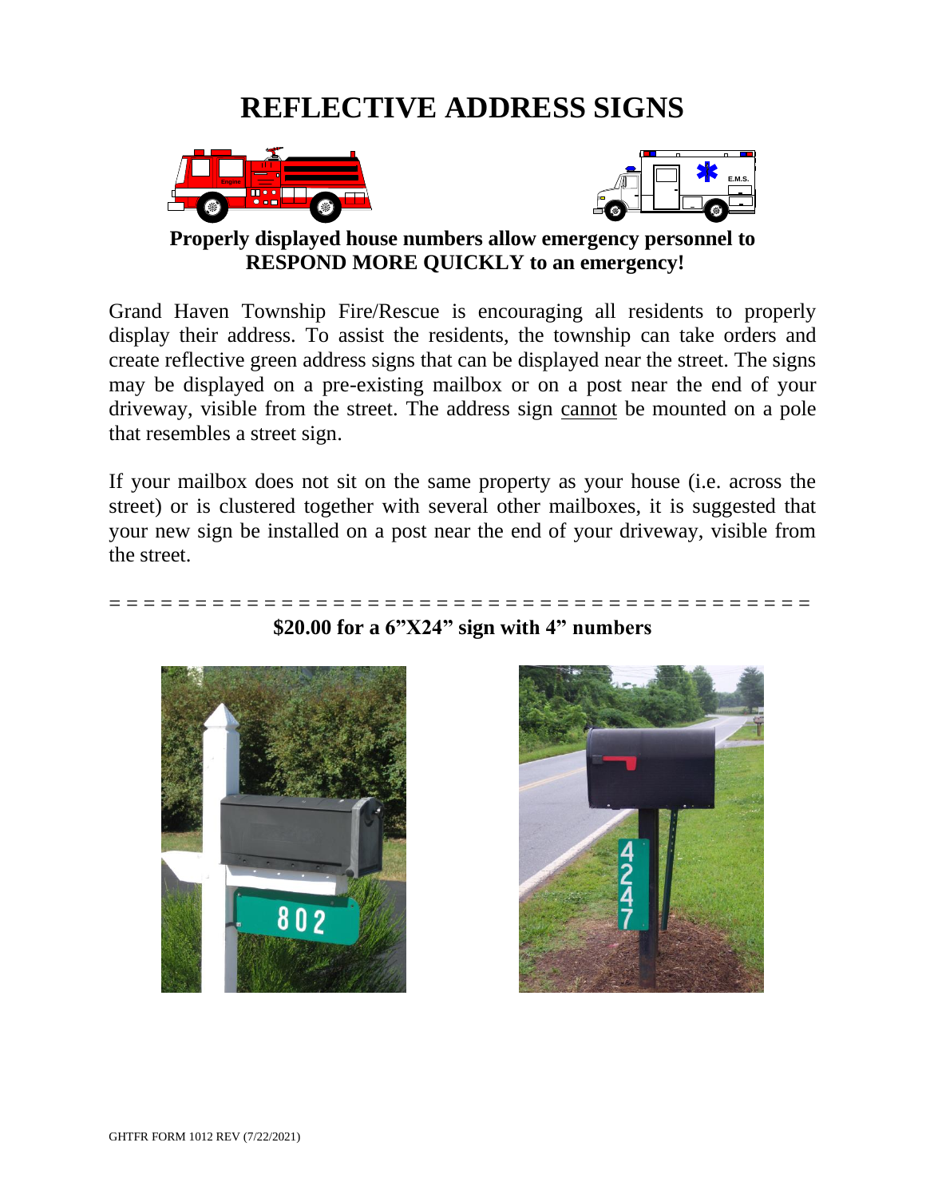# REFLECTIVE ADDRESS SIGNS

**Properly displayed house numbers allow emergency personnel to RESPOND MORE QUICKLY to an emergency!**

Grand Haven Township Fire/Rescue is encouraging all residents to properly display their address. To assist the residents, the township can take orders and create reflective green address signs that can be displayed near the street. The signs may be displayed on a pre-existing mailbox or on a post near the end of your driveway, visible from the street. The address sign cannot be mounted on a pole that resembles a street sign.

If your mailbox does not sit on the same property as your house (i.e. across the street) or is clustered together with several other mailboxes, it is suggested that your new sign be installed on a post near the end of your driveway, visible from the street.

= = = = = = = = = = = = = = = = = = = = = = = = = = = = = = = = = = = = = = = = = =

**$20.00 for a 6"X24" sign with 4" numbers**

GHTFR FORM 1012 REV (7/22/2021)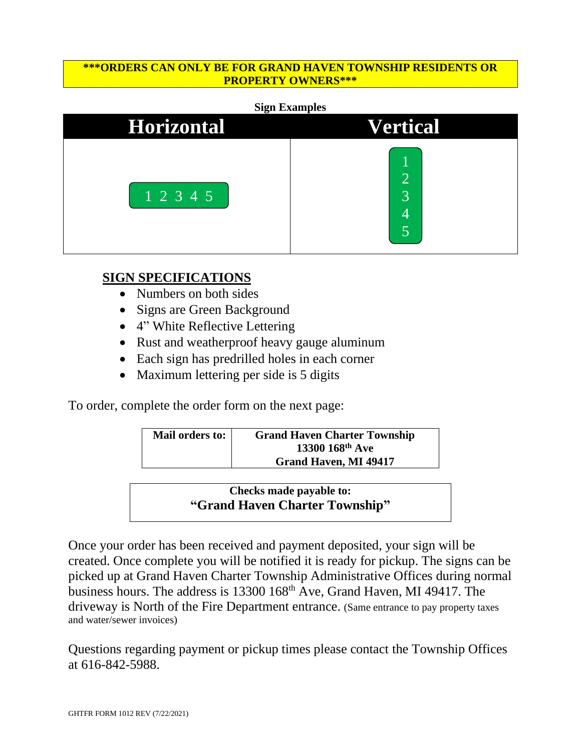**\*\*\*ORDERS CAN ONLY BE FOR GRAND HAVEN TOWNSHIP RESIDENTS OR PROPERTY OWNERS\*\*\***

**Sign Examples**

| Horizontal | Vertical |
| --- | --- |
| 1 2 3 4 5 | 1<br>2<br>3<br>4<br>5 |

## SIGN SPECIFICATIONS

- Numbers on both sides
- Signs are Green Background
- 4" White Reflective Lettering
- Rust and weatherproof heavy gauge aluminum
- Each sign has predrilled holes in each corner
- Maximum lettering per side is 5 digits

To order, complete the order form on the next page:

| **Mail orders to:** | **Grand Haven Charter Township**<br>**13300 168th Ave**<br>**Grand Haven, MI 49417** |
| --- | --- |

**Checks made payable to:**
**"Grand Haven Charter Township"**

Once your order has been received and payment deposited, your sign will be created. Once complete you will be notified it is ready for pickup. The signs can be picked up at Grand Haven Charter Township Administrative Offices during normal business hours. The address is 13300 168th Ave, Grand Haven, MI 49417. The driveway is North of the Fire Department entrance. (Same entrance to pay property taxes and water/sewer invoices)

Questions regarding payment or pickup times please contact the Township Offices at 616-842-5988.

GHTFR FORM 1012 REV (7/22/2021)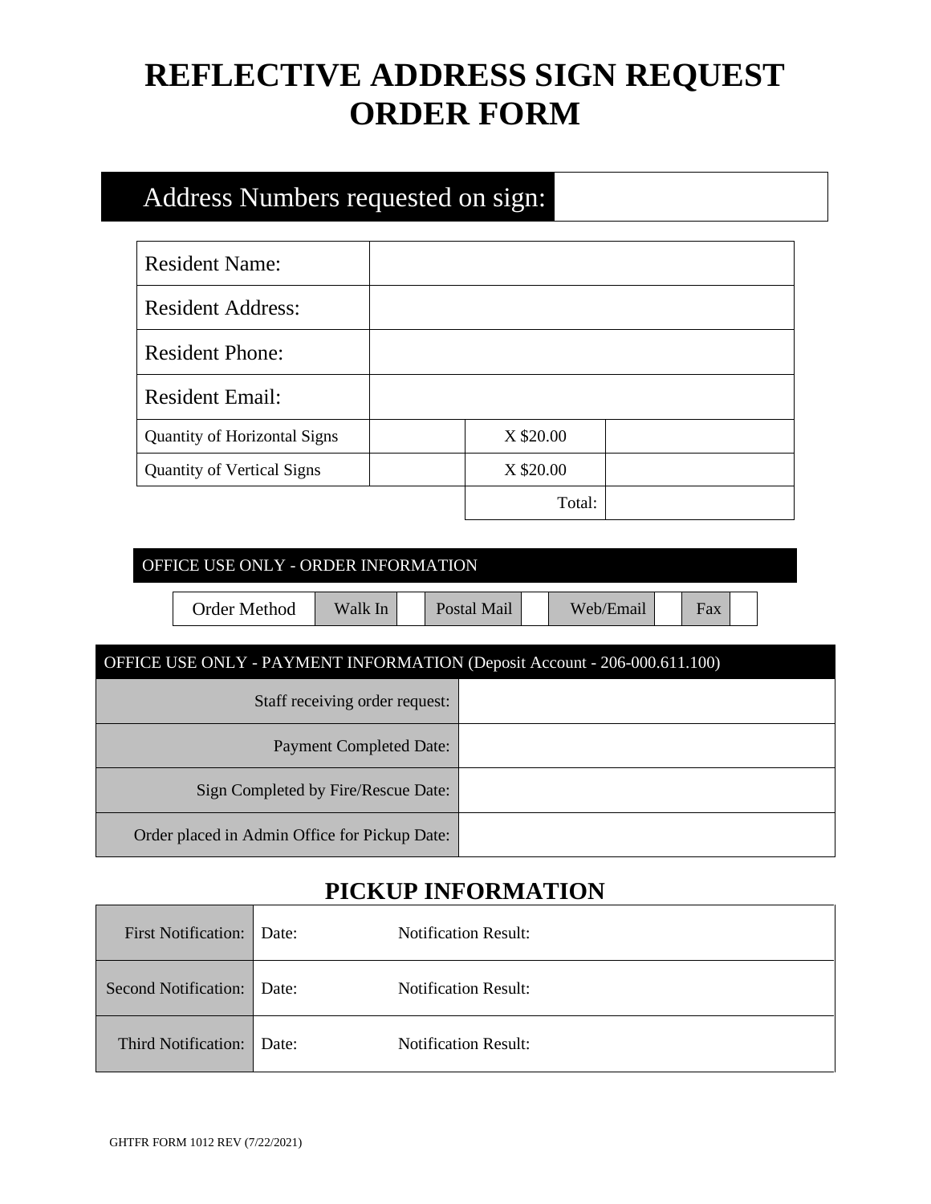# REFLECTIVE ADDRESS SIGN REQUEST ORDER FORM

| Address Numbers requested on sign: | |
|---|---|

| | | | |
|---|---|---|---|
| Resident Name: | | | |
| Resident Address: | | | |
| Resident Phone: | | | |
| Resident Email: | | | |
| Quantity of Horizontal Signs | | X $20.00 | |
| Quantity of Vertical Signs | | X $20.00 | |
| | | Total: | |

| OFFICE USE ONLY - ORDER INFORMATION | | | | | | | | |
|---|---|---|---|---|---|---|---|---|
| Order Method | Walk In | | Postal Mail | | Web/Email | | Fax | |

| OFFICE USE ONLY - PAYMENT INFORMATION (Deposit Account - 206-000.611.100) | |
|---|---|
| Staff receiving order request: | |
| Payment Completed Date: | |
| Sign Completed by Fire/Rescue Date: | |
| Order placed in Admin Office for Pickup Date: | |

## PICKUP INFORMATION

| | | |
|---|---|---|
| First Notification: | Date: | Notification Result: |
| Second Notification: | Date: | Notification Result: |
| Third Notification: | Date: | Notification Result: |

GHTFR FORM 1012 REV (7/22/2021)